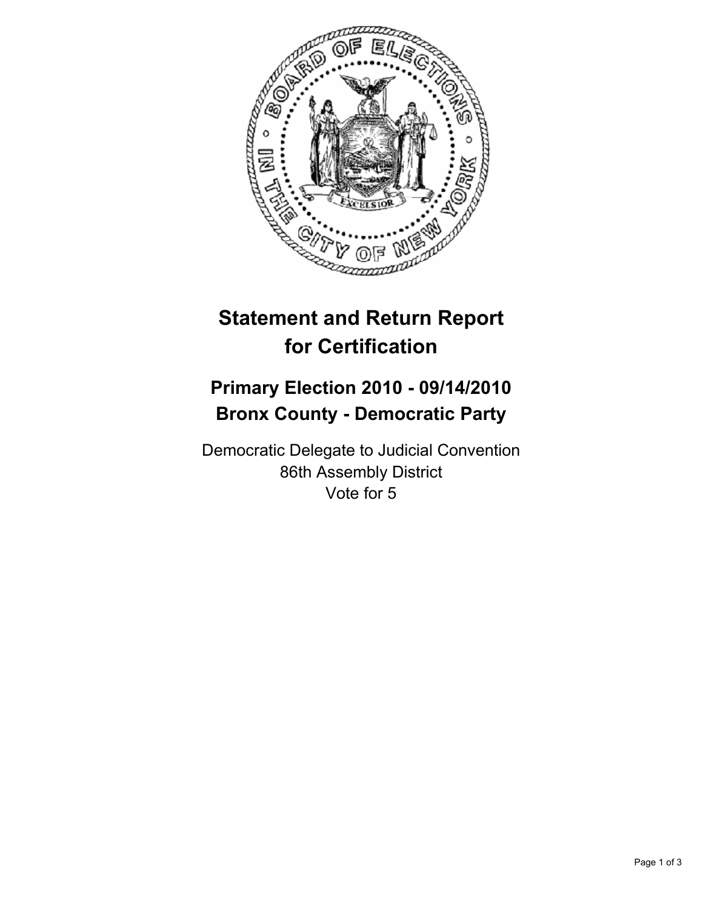# Statement and Return Report for Certification

## Primary Election 2010 - 09/14/2010
## Bronx County - Democratic Party

Democratic Delegate to Judicial Convention
86th Assembly District
Vote for 5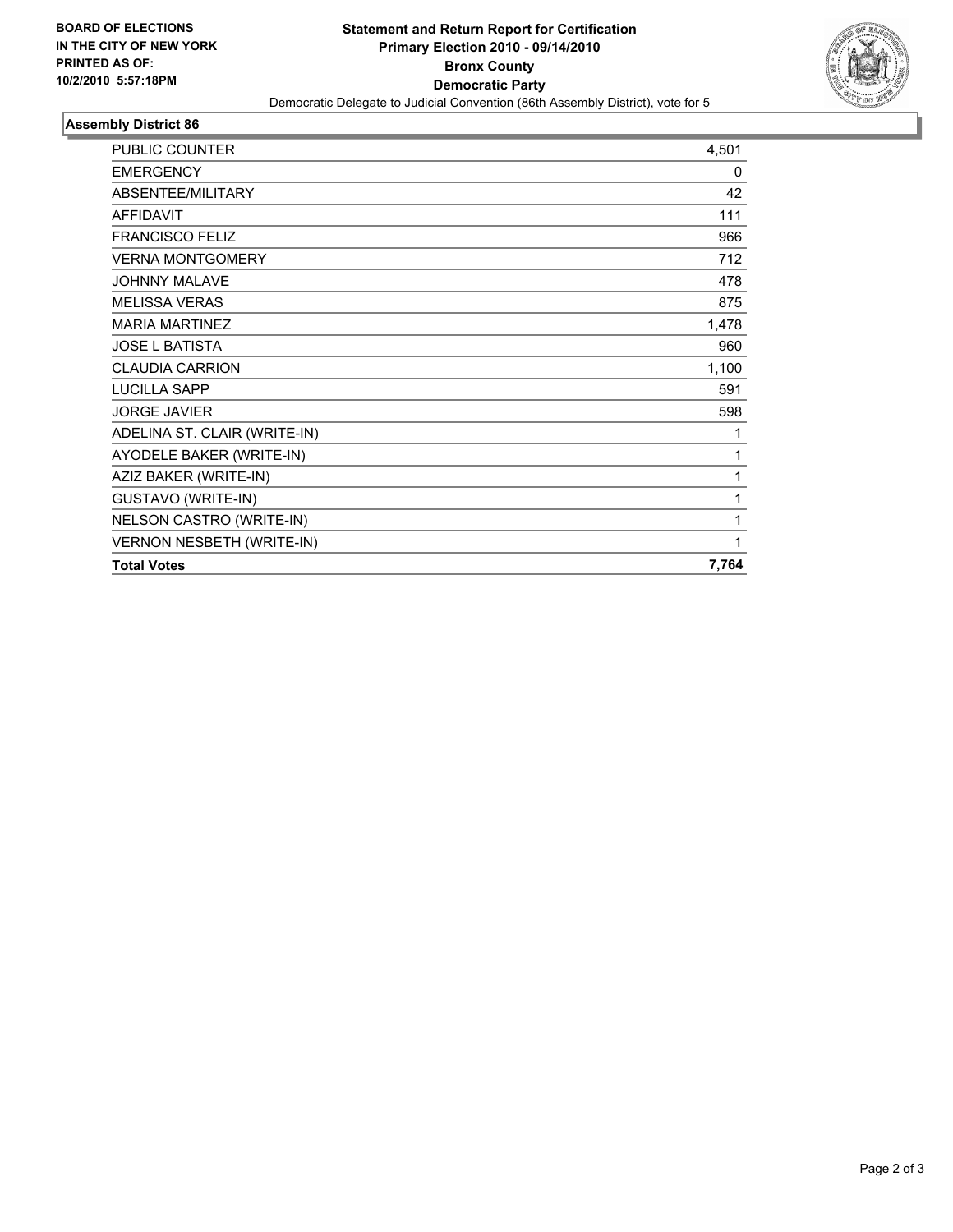**BOARD OF ELECTIONS IN THE CITY OF NEW YORK PRINTED AS OF: 10/2/2010 5:57:18PM**

# Statement and Return Report for Certification
## Primary Election 2010 - 09/14/2010
## Bronx County
## Democratic Party

Democratic Delegate to Judicial Convention (86th Assembly District), vote for 5

### Assembly District 86

| | |
|---|---|
| PUBLIC COUNTER | 4,501 |
| EMERGENCY | 0 |
| ABSENTEE/MILITARY | 42 |
| AFFIDAVIT | 111 |
| FRANCISCO FELIZ | 966 |
| VERNA MONTGOMERY | 712 |
| JOHNNY MALAVE | 478 |
| MELISSA VERAS | 875 |
| MARIA MARTINEZ | 1,478 |
| JOSE L BATISTA | 960 |
| CLAUDIA CARRION | 1,100 |
| LUCILLA SAPP | 591 |
| JORGE JAVIER | 598 |
| ADELINA ST. CLAIR (WRITE-IN) | 1 |
| AYODELE BAKER (WRITE-IN) | 1 |
| AZIZ BAKER (WRITE-IN) | 1 |
| GUSTAVO (WRITE-IN) | 1 |
| NELSON CASTRO (WRITE-IN) | 1 |
| VERNON NESBETH (WRITE-IN) | 1 |
| **Total Votes** | **7,764** |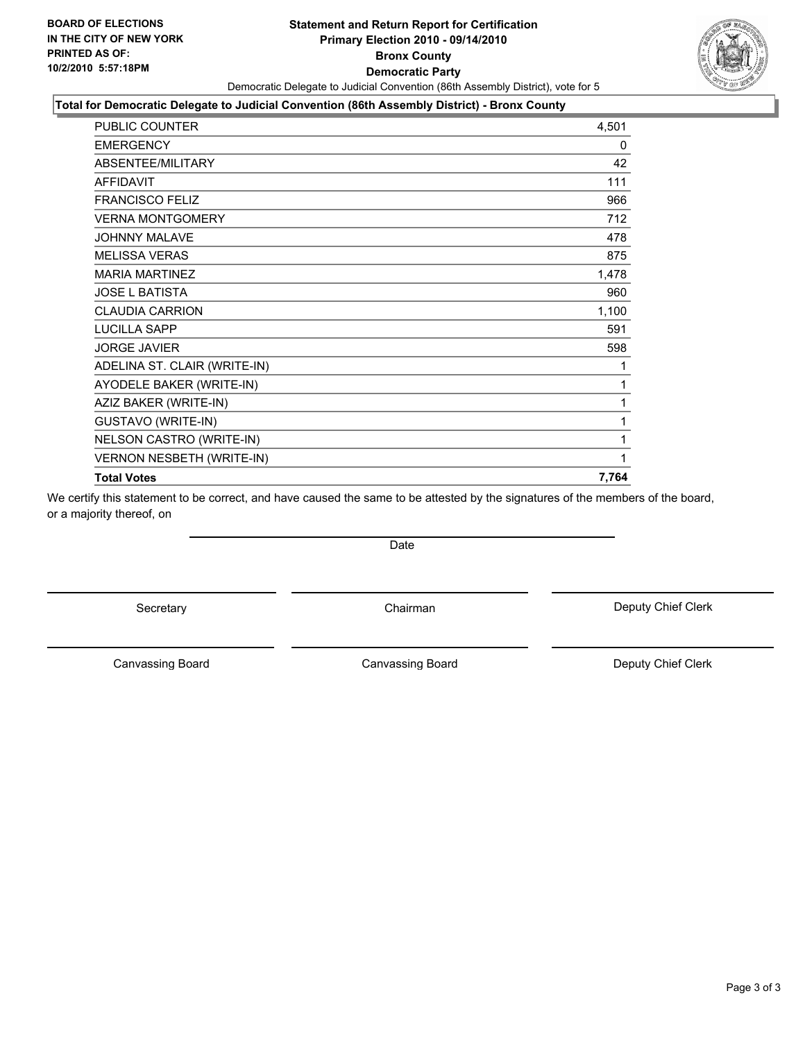**BOARD OF ELECTIONS IN THE CITY OF NEW YORK PRINTED AS OF: 10/2/2010 5:57:18PM**

**Statement and Return Report for Certification Primary Election 2010 - 09/14/2010 Bronx County Democratic Party**

Democratic Delegate to Judicial Convention (86th Assembly District), vote for 5

**Total for Democratic Delegate to Judicial Convention (86th Assembly District) - Bronx County**

| | |
|---|---|
| PUBLIC COUNTER | 4,501 |
| EMERGENCY | 0 |
| ABSENTEE/MILITARY | 42 |
| AFFIDAVIT | 111 |
| FRANCISCO FELIZ | 966 |
| VERNA MONTGOMERY | 712 |
| JOHNNY MALAVE | 478 |
| MELISSA VERAS | 875 |
| MARIA MARTINEZ | 1,478 |
| JOSE L BATISTA | 960 |
| CLAUDIA CARRION | 1,100 |
| LUCILLA SAPP | 591 |
| JORGE JAVIER | 598 |
| ADELINA ST. CLAIR (WRITE-IN) | 1 |
| AYODELE BAKER (WRITE-IN) | 1 |
| AZIZ BAKER (WRITE-IN) | 1 |
| GUSTAVO (WRITE-IN) | 1 |
| NELSON CASTRO (WRITE-IN) | 1 |
| VERNON NESBETH (WRITE-IN) | 1 |
| **Total Votes** | **7,764** |

We certify this statement to be correct, and have caused the same to be attested by the signatures of the members of the board, or a majority thereof, on

Date

Secretary | Chairman | Deputy Chief Clerk

Canvassing Board | Canvassing Board | Deputy Chief Clerk